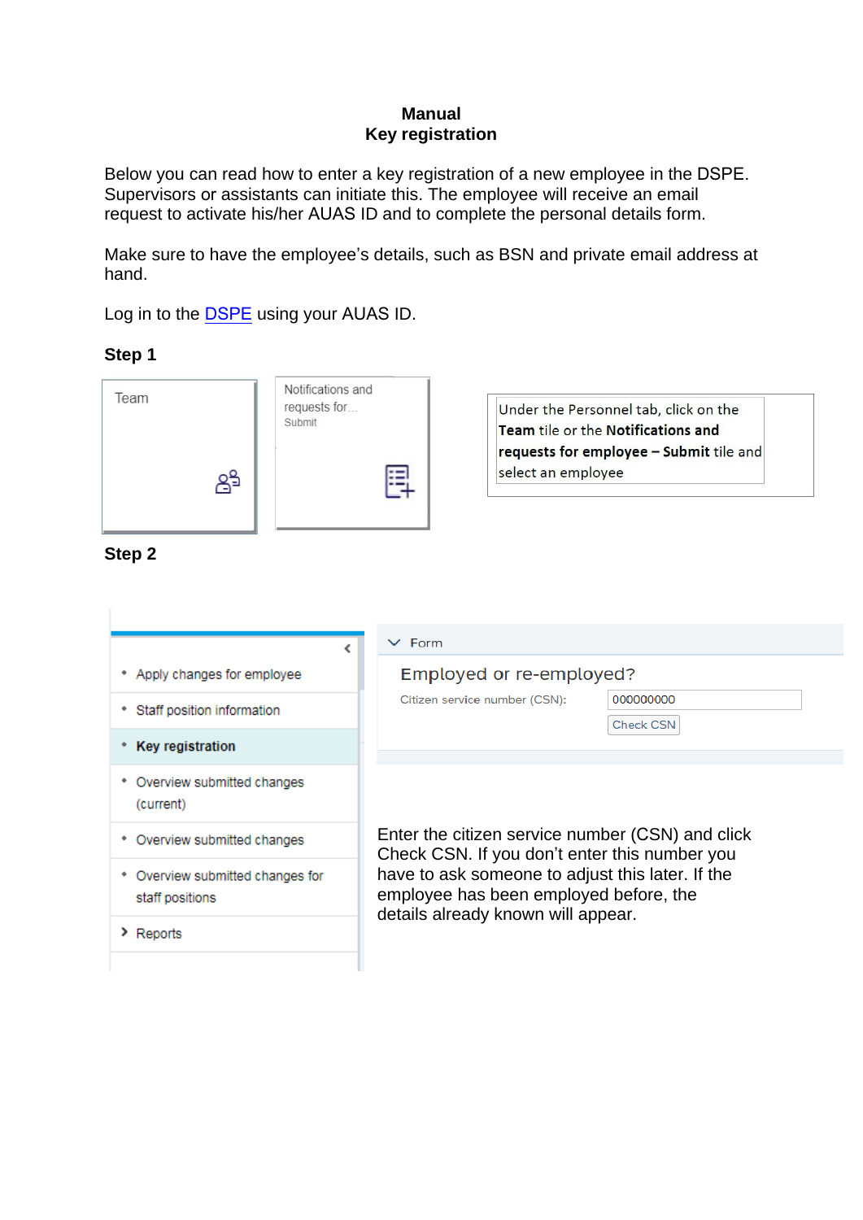**Manual**
**Key registration**

Below you can read how to enter a key registration of a new employee in the DSPE. Supervisors or assistants can initiate this. The employee will receive an email request to activate his/her AUAS ID and to complete the personal details form.

Make sure to have the employee's details, such as BSN and private email address at hand.

Log in to the [DSPE](DSPE) using your AUAS ID.

**Step 1**

Team

Notifications and requests for...
Submit

Under the Personnel tab, click on the **Team** tile or the **Notifications and requests for employee – Submit** tile and select an employee

**Step 2**

- Apply changes for employee
- Staff position information
- **Key registration**
- Overview submitted changes (current)
- Overview submitted changes
- Overview submitted changes for staff positions
- Reports

Form

Employed or re-employed?

Citizen service number (CSN): 000000000

Check CSN

Enter the citizen service number (CSN) and click Check CSN. If you don't enter this number you have to ask someone to adjust this later. If the employee has been employed before, the details already known will appear.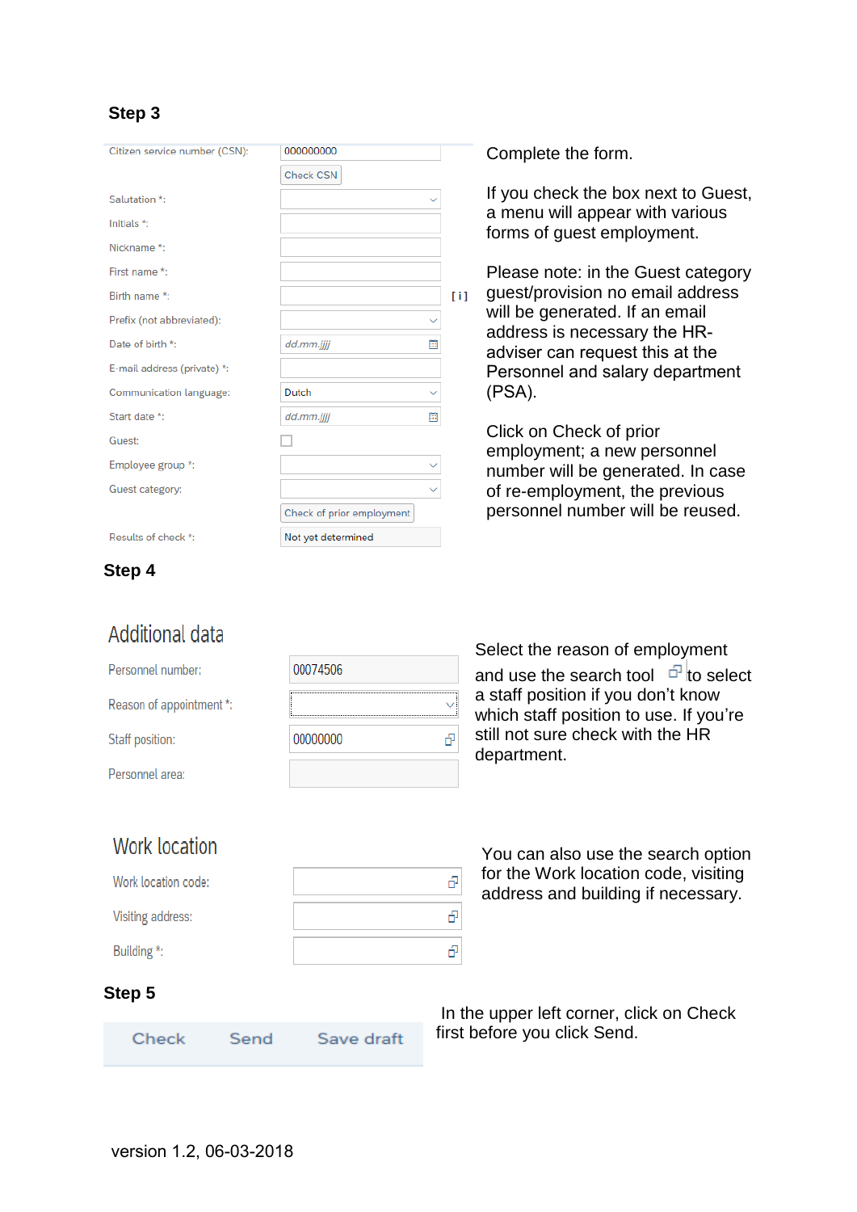## Step 3

| | |
|---|---|
| Citizen service number (CSN): | 000000000 |
| | Check CSN |
| Salutation *: | |
| Initials *: | |
| Nickname *: | |
| First name *: | |
| Birth name *: | [ i ] |
| Prefix (not abbreviated): | |
| Date of birth *: | dd.mm.jjjj |
| E-mail address (private) *: | |
| Communication language: | Dutch |
| Start date *: | dd.mm.jjjj |
| Guest: | |
| Employee group *: | |
| Guest category: | |
| | Check of prior employment |
| Results of check *: | Not yet determined |

Complete the form.

If you check the box next to Guest, a menu will appear with various forms of guest employment.

Please note: in the Guest category guest/provision no email address will be generated. If an email address is necessary the HR-adviser can request this at the Personnel and salary department (PSA).

Click on Check of prior employment; a new personnel number will be generated. In case of re-employment, the previous personnel number will be reused.

## Step 4

### Additional data

| | |
|---|---|
| Personnel number: | 00074506 |
| Reason of appointment *: | |
| Staff position: | 00000000 |
| Personnel area: | |

Select the reason of employment and use the search tool to select a staff position if you don't know which staff position to use. If you're still not sure check with the HR department.

### Work location

| | |
|---|---|
| Work location code: | |
| Visiting address: | |
| Building *: | |

You can also use the search option for the Work location code, visiting address and building if necessary.

## Step 5

Check Send Save draft

In the upper left corner, click on Check first before you click Send.

version 1.2, 06-03-2018